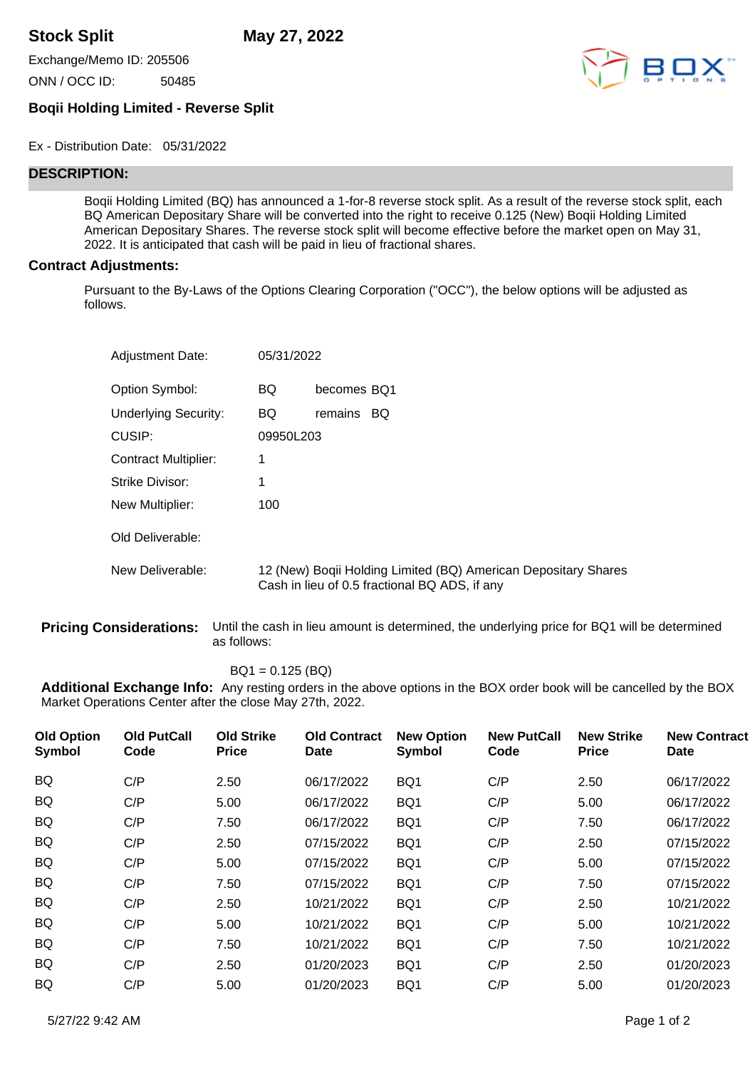# Stock Split

**May 27, 2022**

Exchange/Memo ID: 205506

ONN / OCC ID: 50485

### Boqii Holding Limited - Reverse Split

Ex - Distribution Date: 05/31/2022

## DESCRIPTION:

Boqii Holding Limited (BQ) has announced a 1-for-8 reverse stock split. As a result of the reverse stock split, each BQ American Depositary Share will be converted into the right to receive 0.125 (New) Boqii Holding Limited American Depositary Shares. The reverse stock split will become effective before the market open on May 31, 2022. It is anticipated that cash will be paid in lieu of fractional shares.

### Contract Adjustments:

Pursuant to the By-Laws of the Options Clearing Corporation ("OCC"), the below options will be adjusted as follows.

| | | | |
|---|---|---|---|
| Adjustment Date: | 05/31/2022 | | |
| Option Symbol: | BQ | becomes | BQ1 |
| Underlying Security: | BQ | remains | BQ |
| CUSIP: | 09950L203 | | |
| Contract Multiplier: | 1 | | |
| Strike Divisor: | 1 | | |
| New Multiplier: | 100 | | |
| Old Deliverable: | | | |
| New Deliverable: | 12 (New) Boqii Holding Limited (BQ) American Depositary Shares<br>Cash in lieu of 0.5 fractional BQ ADS, if any | | |

**Pricing Considerations:** Until the cash in lieu amount is determined, the underlying price for BQ1 will be determined as follows:

BQ1 = 0.125 (BQ)

**Additional Exchange Info:** Any resting orders in the above options in the BOX order book will be cancelled by the BOX Market Operations Center after the close May 27th, 2022.

| Old Option Symbol | Old PutCall Code | Old Strike Price | Old Contract Date | New Option Symbol | New PutCall Code | New Strike Price | New Contract Date |
|---|---|---|---|---|---|---|---|
| BQ | C/P | 2.50 | 06/17/2022 | BQ1 | C/P | 2.50 | 06/17/2022 |
| BQ | C/P | 5.00 | 06/17/2022 | BQ1 | C/P | 5.00 | 06/17/2022 |
| BQ | C/P | 7.50 | 06/17/2022 | BQ1 | C/P | 7.50 | 06/17/2022 |
| BQ | C/P | 2.50 | 07/15/2022 | BQ1 | C/P | 2.50 | 07/15/2022 |
| BQ | C/P | 5.00 | 07/15/2022 | BQ1 | C/P | 5.00 | 07/15/2022 |
| BQ | C/P | 7.50 | 07/15/2022 | BQ1 | C/P | 7.50 | 07/15/2022 |
| BQ | C/P | 2.50 | 10/21/2022 | BQ1 | C/P | 2.50 | 10/21/2022 |
| BQ | C/P | 5.00 | 10/21/2022 | BQ1 | C/P | 5.00 | 10/21/2022 |
| BQ | C/P | 7.50 | 10/21/2022 | BQ1 | C/P | 7.50 | 10/21/2022 |
| BQ | C/P | 2.50 | 01/20/2023 | BQ1 | C/P | 2.50 | 01/20/2023 |
| BQ | C/P | 5.00 | 01/20/2023 | BQ1 | C/P | 5.00 | 01/20/2023 |

5/27/22 9:42 AM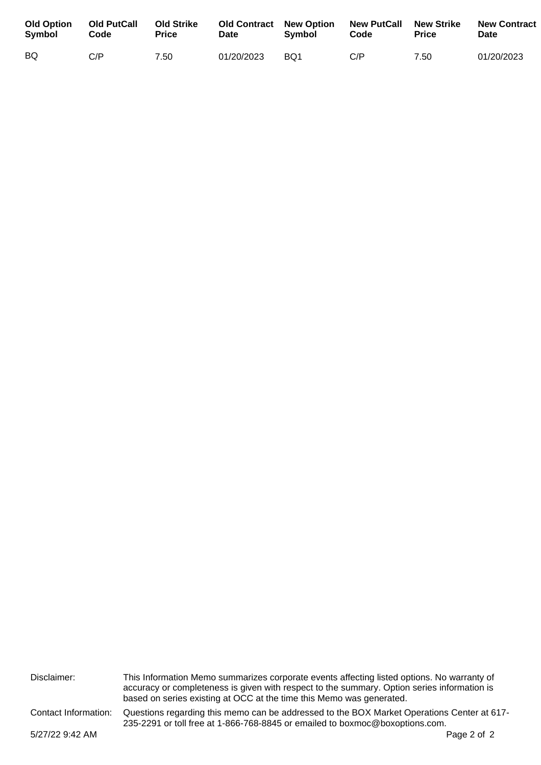| Old Option Symbol | Old PutCall Code | Old Strike Price | Old Contract Date | New Option Symbol | New PutCall Code | New Strike Price | New Contract Date |
|---|---|---|---|---|---|---|---|
| BQ | C/P | 7.50 | 01/20/2023 | BQ1 | C/P | 7.50 | 01/20/2023 |

Disclaimer: This Information Memo summarizes corporate events affecting listed options. No warranty of accuracy or completeness is given with respect to the summary. Option series information is based on series existing at OCC at the time this Memo was generated.

Contact Information: Questions regarding this memo can be addressed to the BOX Market Operations Center at 617-235-2291 or toll free at 1-866-768-8845 or emailed to boxmoc@boxoptions.com.

5/27/22 9:42 AM